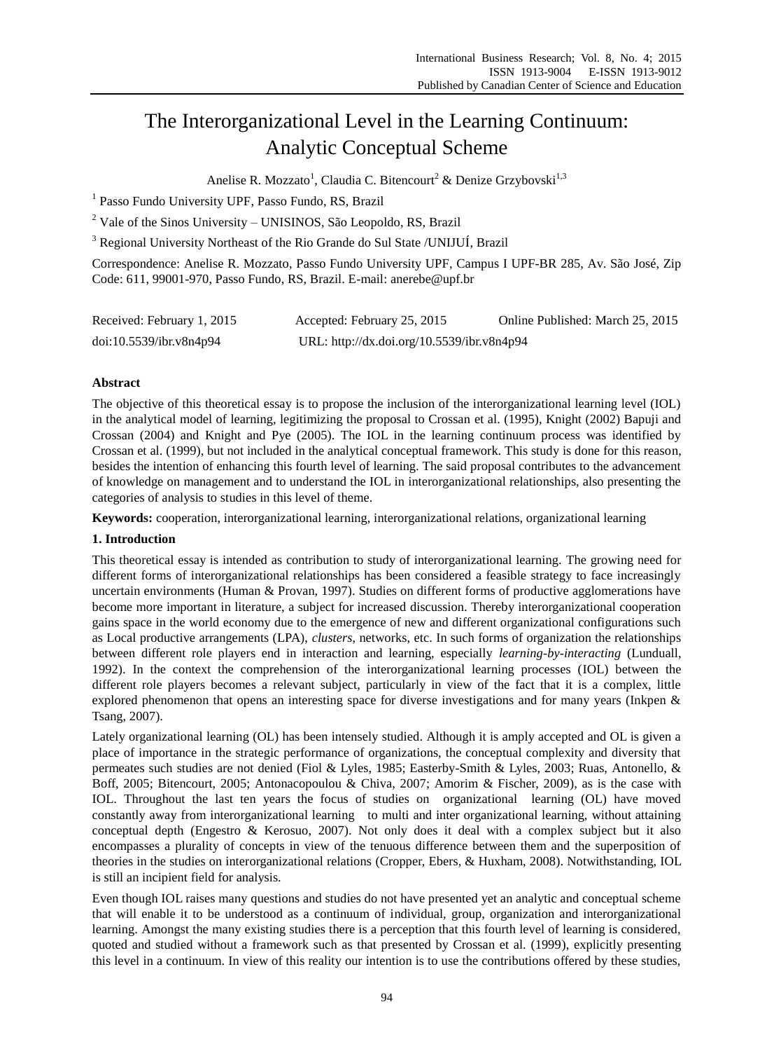# The Interorganizational Level in the Learning Continuum: Analytic Conceptual Scheme

Anelise R. Mozzato[1], Claudia C. Bitencourt[2] & Denize Grzybovski[1,3]

[1] Passo Fundo University UPF, Passo Fundo, RS, Brazil

[2] Vale of the Sinos University – UNISINOS, São Leopoldo, RS, Brazil

[3] Regional University Northeast of the Rio Grande do Sul State /UNIJUÍ, Brazil

Correspondence: Anelise R. Mozzato, Passo Fundo University UPF, Campus I UPF-BR 285, Av. São José, Zip Code: 611, 99001-970, Passo Fundo, RS, Brazil. E-mail: anerebe@upf.br

Received: February 1, 2015 Accepted: February 25, 2015 Online Published: March 25, 2015

doi:10.5539/ibr.v8n4p94 URL: http://dx.doi.org/10.5539/ibr.v8n4p94

**Abstract**

The objective of this theoretical essay is to propose the inclusion of the interorganizational learning level (IOL) in the analytical model of learning, legitimizing the proposal to Crossan et al. (1995), Knight (2002) Bapuji and Crossan (2004) and Knight and Pye (2005). The IOL in the learning continuum process was identified by Crossan et al. (1999), but not included in the analytical conceptual framework. This study is done for this reason, besides the intention of enhancing this fourth level of learning. The said proposal contributes to the advancement of knowledge on management and to understand the IOL in interorganizational relationships, also presenting the categories of analysis to studies in this level of theme.

**Keywords:** cooperation, interorganizational learning, interorganizational relations, organizational learning

## 1. Introduction

This theoretical essay is intended as contribution to study of interorganizational learning. The growing need for different forms of interorganizational relationships has been considered a feasible strategy to face increasingly uncertain environments (Human & Provan, 1997). Studies on different forms of productive agglomerations have become more important in literature, a subject for increased discussion. Thereby interorganizational cooperation gains space in the world economy due to the emergence of new and different organizational configurations such as Local productive arrangements (LPA), *clusters*, networks, etc. In such forms of organization the relationships between different role players end in interaction and learning, especially *learning-by-interacting* (Lunduall, 1992). In the context the comprehension of the interorganizational learning processes (IOL) between the different role players becomes a relevant subject, particularly in view of the fact that it is a complex, little explored phenomenon that opens an interesting space for diverse investigations and for many years (Inkpen & Tsang, 2007).

Lately organizational learning (OL) has been intensely studied. Although it is amply accepted and OL is given a place of importance in the strategic performance of organizations, the conceptual complexity and diversity that permeates such studies are not denied (Fiol & Lyles, 1985; Easterby-Smith & Lyles, 2003; Ruas, Antonello, & Boff, 2005; Bitencourt, 2005; Antonacopoulou & Chiva, 2007; Amorim & Fischer, 2009), as is the case with IOL. Throughout the last ten years the focus of studies on organizational learning (OL) have moved constantly away from interorganizational learning to multi and inter organizational learning, without attaining conceptual depth (Engestro & Kerosuo, 2007). Not only does it deal with a complex subject but it also encompasses a plurality of concepts in view of the tenuous difference between them and the superposition of theories in the studies on interorganizational relations (Cropper, Ebers, & Huxham, 2008). Notwithstanding, IOL is still an incipient field for analysis.

Even though IOL raises many questions and studies do not have presented yet an analytic and conceptual scheme that will enable it to be understood as a continuum of individual, group, organization and interorganizational learning. Amongst the many existing studies there is a perception that this fourth level of learning is considered, quoted and studied without a framework such as that presented by Crossan et al. (1999), explicitly presenting this level in a continuum. In view of this reality our intention is to use the contributions offered by these studies,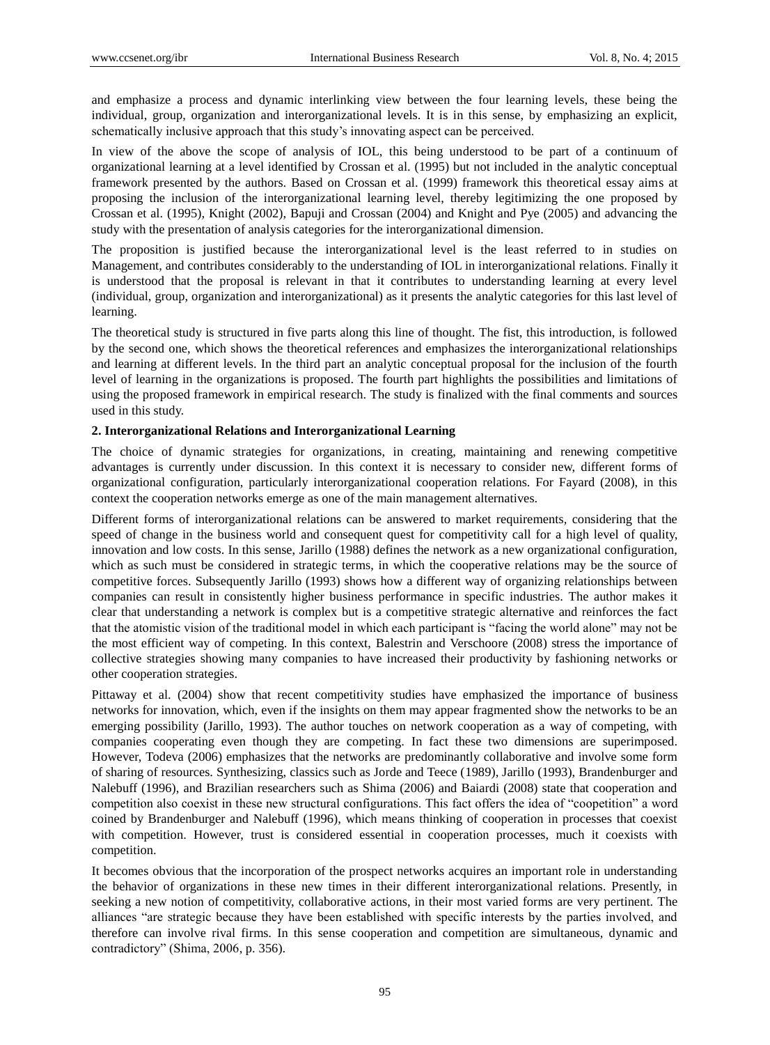and emphasize a process and dynamic interlinking view between the four learning levels, these being the individual, group, organization and interorganizational levels. It is in this sense, by emphasizing an explicit, schematically inclusive approach that this study's innovating aspect can be perceived.

In view of the above the scope of analysis of IOL, this being understood to be part of a continuum of organizational learning at a level identified by Crossan et al. (1995) but not included in the analytic conceptual framework presented by the authors. Based on Crossan et al. (1999) framework this theoretical essay aims at proposing the inclusion of the interorganizational learning level, thereby legitimizing the one proposed by Crossan et al. (1995), Knight (2002), Bapuji and Crossan (2004) and Knight and Pye (2005) and advancing the study with the presentation of analysis categories for the interorganizational dimension.

The proposition is justified because the interorganizational level is the least referred to in studies on Management, and contributes considerably to the understanding of IOL in interorganizational relations. Finally it is understood that the proposal is relevant in that it contributes to understanding learning at every level (individual, group, organization and interorganizational) as it presents the analytic categories for this last level of learning.

The theoretical study is structured in five parts along this line of thought. The fist, this introduction, is followed by the second one, which shows the theoretical references and emphasizes the interorganizational relationships and learning at different levels. In the third part an analytic conceptual proposal for the inclusion of the fourth level of learning in the organizations is proposed. The fourth part highlights the possibilities and limitations of using the proposed framework in empirical research. The study is finalized with the final comments and sources used in this study.

## 2. Interorganizational Relations and Interorganizational Learning

The choice of dynamic strategies for organizations, in creating, maintaining and renewing competitive advantages is currently under discussion. In this context it is necessary to consider new, different forms of organizational configuration, particularly interorganizational cooperation relations. For Fayard (2008), in this context the cooperation networks emerge as one of the main management alternatives.

Different forms of interorganizational relations can be answered to market requirements, considering that the speed of change in the business world and consequent quest for competitivity call for a high level of quality, innovation and low costs. In this sense, Jarillo (1988) defines the network as a new organizational configuration, which as such must be considered in strategic terms, in which the cooperative relations may be the source of competitive forces. Subsequently Jarillo (1993) shows how a different way of organizing relationships between companies can result in consistently higher business performance in specific industries. The author makes it clear that understanding a network is complex but is a competitive strategic alternative and reinforces the fact that the atomistic vision of the traditional model in which each participant is "facing the world alone" may not be the most efficient way of competing. In this context, Balestrin and Verschoore (2008) stress the importance of collective strategies showing many companies to have increased their productivity by fashioning networks or other cooperation strategies.

Pittaway et al. (2004) show that recent competitivity studies have emphasized the importance of business networks for innovation, which, even if the insights on them may appear fragmented show the networks to be an emerging possibility (Jarillo, 1993). The author touches on network cooperation as a way of competing, with companies cooperating even though they are competing. In fact these two dimensions are superimposed. However, Todeva (2006) emphasizes that the networks are predominantly collaborative and involve some form of sharing of resources. Synthesizing, classics such as Jorde and Teece (1989), Jarillo (1993), Brandenburger and Nalebuff (1996), and Brazilian researchers such as Shima (2006) and Baiardi (2008) state that cooperation and competition also coexist in these new structural configurations. This fact offers the idea of "coopetition" a word coined by Brandenburger and Nalebuff (1996), which means thinking of cooperation in processes that coexist with competition. However, trust is considered essential in cooperation processes, much it coexists with competition.

It becomes obvious that the incorporation of the prospect networks acquires an important role in understanding the behavior of organizations in these new times in their different interorganizational relations. Presently, in seeking a new notion of competitivity, collaborative actions, in their most varied forms are very pertinent. The alliances "are strategic because they have been established with specific interests by the parties involved, and therefore can involve rival firms. In this sense cooperation and competition are simultaneous, dynamic and contradictory" (Shima, 2006, p. 356).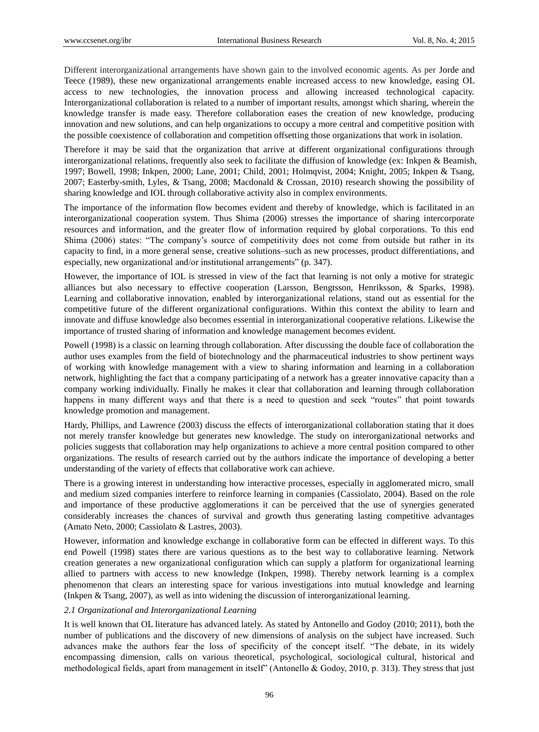Different interorganizational arrangements have shown gain to the involved economic agents. As per Jorde and Teece (1989), these new organizational arrangements enable increased access to new knowledge, easing OL access to new technologies, the innovation process and allowing increased technological capacity. Interorganizational collaboration is related to a number of important results, amongst which sharing, wherein the knowledge transfer is made easy. Therefore collaboration eases the creation of new knowledge, producing innovation and new solutions, and can help organizations to occupy a more central and competitive position with the possible coexistence of collaboration and competition offsetting those organizations that work in isolation.

Therefore it may be said that the organization that arrive at different organizational configurations through interorganizational relations, frequently also seek to facilitate the diffusion of knowledge (ex: Inkpen & Beamish, 1997; Bowell, 1998; Inkpen, 2000; Lane, 2001; Child, 2001; Holmqvist, 2004; Knight, 2005; Inkpen & Tsang, 2007; Easterby-smith, Lyles, & Tsang, 2008; Macdonald & Crossan, 2010) research showing the possibility of sharing knowledge and IOL through collaborative activity also in complex environments.

The importance of the information flow becomes evident and thereby of knowledge, which is facilitated in an interorganizational cooperation system. Thus Shima (2006) stresses the importance of sharing intercorporate resources and information, and the greater flow of information required by global corporations. To this end Shima (2006) states: "The company's source of competitivity does not come from outside but rather in its capacity to find, in a more general sense, creative solutions–such as new processes, product differentiations, and especially, new organizational and/or institutional arrangements" (p. 347).

However, the importance of IOL is stressed in view of the fact that learning is not only a motive for strategic alliances but also necessary to effective cooperation (Larsson, Bengtsson, Henriksson, & Sparks, 1998). Learning and collaborative innovation, enabled by interorganizational relations, stand out as essential for the competitive future of the different organizational configurations. Within this context the ability to learn and innovate and diffuse knowledge also becomes essential in interorganizational cooperative relations. Likewise the importance of trusted sharing of information and knowledge management becomes evident.

Powell (1998) is a classic on learning through collaboration. After discussing the double face of collaboration the author uses examples from the field of biotechnology and the pharmaceutical industries to show pertinent ways of working with knowledge management with a view to sharing information and learning in a collaboration network, highlighting the fact that a company participating of a network has a greater innovative capacity than a company working individually. Finally he makes it clear that collaboration and learning through collaboration happens in many different ways and that there is a need to question and seek "routes" that point towards knowledge promotion and management.

Hardy, Phillips, and Lawrence (2003) discuss the effects of interorganizational collaboration stating that it does not merely transfer knowledge but generates new knowledge. The study on interorganizational networks and policies suggests that collaboration may help organizations to achieve a more central position compared to other organizations. The results of research carried out by the authors indicate the importance of developing a better understanding of the variety of effects that collaborative work can achieve.

There is a growing interest in understanding how interactive processes, especially in agglomerated micro, small and medium sized companies interfere to reinforce learning in companies (Cassiolato, 2004). Based on the role and importance of these productive agglomerations it can be perceived that the use of synergies generated considerably increases the chances of survival and growth thus generating lasting competitive advantages (Amato Neto, 2000; Cassiolato & Lastres, 2003).

However, information and knowledge exchange in collaborative form can be effected in different ways. To this end Powell (1998) states there are various questions as to the best way to collaborative learning. Network creation generates a new organizational configuration which can supply a platform for organizational learning allied to partners with access to new knowledge (Inkpen, 1998). Thereby network learning is a complex phenomenon that clears an interesting space for various investigations into mutual knowledge and learning (Inkpen & Tsang, 2007), as well as into widening the discussion of interorganizational learning.

### *2.1 Organizational and Interorganizational Learning*

It is well known that OL literature has advanced lately. As stated by Antonello and Godoy (2010; 2011), both the number of publications and the discovery of new dimensions of analysis on the subject have increased. Such advances make the authors fear the loss of specificity of the concept itself. "The debate, in its widely encompassing dimension, calls on various theoretical, psychological, sociological cultural, historical and methodological fields, apart from management in itself" (Antonello & Godoy, 2010, p. 313). They stress that just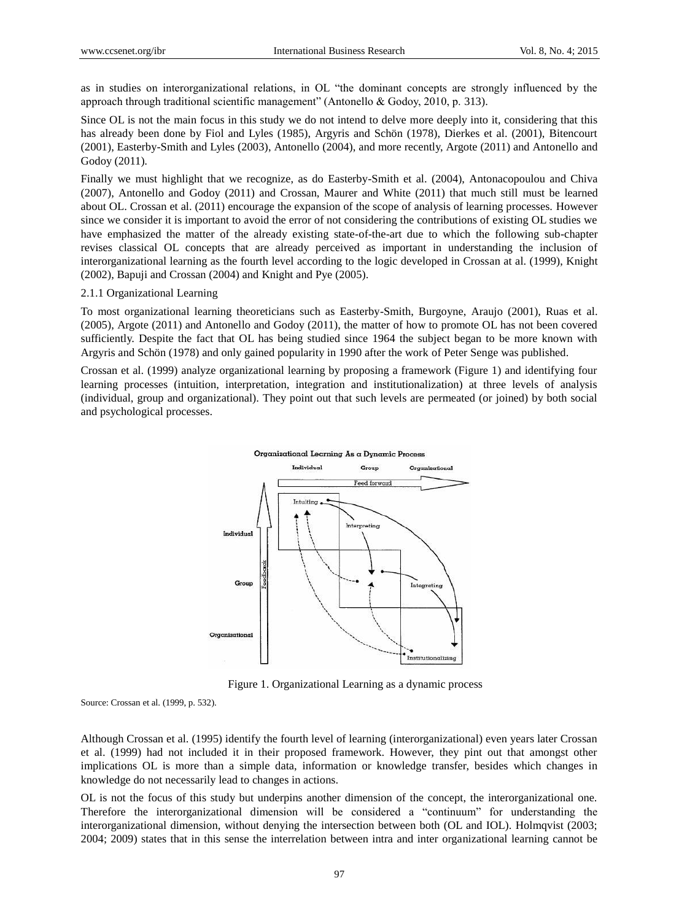as in studies on interorganizational relations, in OL "the dominant concepts are strongly influenced by the approach through traditional scientific management" (Antonello & Godoy, 2010, p. 313).

Since OL is not the main focus in this study we do not intend to delve more deeply into it, considering that this has already been done by Fiol and Lyles (1985), Argyris and Schön (1978), Dierkes et al. (2001), Bitencourt (2001), Easterby-Smith and Lyles (2003), Antonello (2004), and more recently, Argote (2011) and Antonello and Godoy (2011).

Finally we must highlight that we recognize, as do Easterby-Smith et al. (2004), Antonacopoulou and Chiva (2007), Antonello and Godoy (2011) and Crossan, Maurer and White (2011) that much still must be learned about OL. Crossan et al. (2011) encourage the expansion of the scope of analysis of learning processes. However since we consider it is important to avoid the error of not considering the contributions of existing OL studies we have emphasized the matter of the already existing state-of-the-art due to which the following sub-chapter revises classical OL concepts that are already perceived as important in understanding the inclusion of interorganizational learning as the fourth level according to the logic developed in Crossan at al. (1999), Knight (2002), Bapuji and Crossan (2004) and Knight and Pye (2005).

### 2.1.1 Organizational Learning

To most organizational learning theoreticians such as Easterby-Smith, Burgoyne, Araujo (2001), Ruas et al. (2005), Argote (2011) and Antonello and Godoy (2011), the matter of how to promote OL has not been covered sufficiently. Despite the fact that OL has being studied since 1964 the subject began to be more known with Argyris and Schön (1978) and only gained popularity in 1990 after the work of Peter Senge was published.

Crossan et al. (1999) analyze organizational learning by proposing a framework (Figure 1) and identifying four learning processes (intuition, interpretation, integration and institutionalization) at three levels of analysis (individual, group and organizational). They point out that such levels are permeated (or joined) by both social and psychological processes.

Figure 1. Organizational Learning as a dynamic process

Source: Crossan et al. (1999, p. 532).

Although Crossan et al. (1995) identify the fourth level of learning (interorganizational) even years later Crossan et al. (1999) had not included it in their proposed framework. However, they pint out that amongst other implications OL is more than a simple data, information or knowledge transfer, besides which changes in knowledge do not necessarily lead to changes in actions.

OL is not the focus of this study but underpins another dimension of the concept, the interorganizational one. Therefore the interorganizational dimension will be considered a "continuum" for understanding the interorganizational dimension, without denying the intersection between both (OL and IOL). Holmqvist (2003; 2004; 2009) states that in this sense the interrelation between intra and inter organizational learning cannot be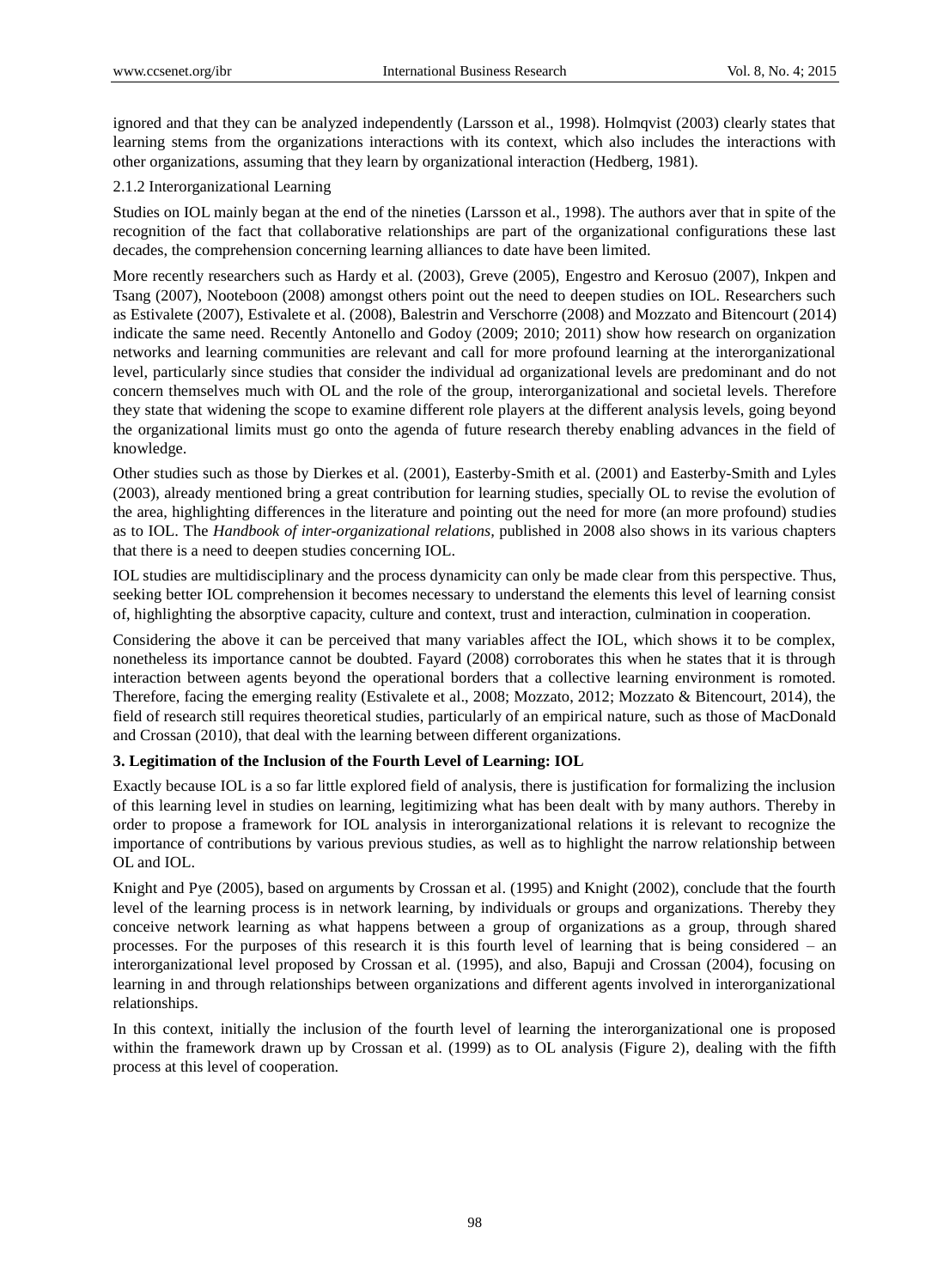ignored and that they can be analyzed independently (Larsson et al., 1998). Holmqvist (2003) clearly states that learning stems from the organizations interactions with its context, which also includes the interactions with other organizations, assuming that they learn by organizational interaction (Hedberg, 1981).

### 2.1.2 Interorganizational Learning

Studies on IOL mainly began at the end of the nineties (Larsson et al., 1998). The authors aver that in spite of the recognition of the fact that collaborative relationships are part of the organizational configurations these last decades, the comprehension concerning learning alliances to date have been limited.

More recently researchers such as Hardy et al. (2003), Greve (2005), Engestro and Kerosuo (2007), Inkpen and Tsang (2007), Nooteboon (2008) amongst others point out the need to deepen studies on IOL. Researchers such as Estivalete (2007), Estivalete et al. (2008), Balestrin and Verschorre (2008) and Mozzato and Bitencourt (2014) indicate the same need. Recently Antonello and Godoy (2009; 2010; 2011) show how research on organization networks and learning communities are relevant and call for more profound learning at the interorganizational level, particularly since studies that consider the individual ad organizational levels are predominant and do not concern themselves much with OL and the role of the group, interorganizational and societal levels. Therefore they state that widening the scope to examine different role players at the different analysis levels, going beyond the organizational limits must go onto the agenda of future research thereby enabling advances in the field of knowledge.

Other studies such as those by Dierkes et al. (2001), Easterby-Smith et al. (2001) and Easterby-Smith and Lyles (2003), already mentioned bring a great contribution for learning studies, specially OL to revise the evolution of the area, highlighting differences in the literature and pointing out the need for more (an more profound) studies as to IOL. The *Handbook of inter-organizational relations*, published in 2008 also shows in its various chapters that there is a need to deepen studies concerning IOL.

IOL studies are multidisciplinary and the process dynamicity can only be made clear from this perspective. Thus, seeking better IOL comprehension it becomes necessary to understand the elements this level of learning consist of, highlighting the absorptive capacity, culture and context, trust and interaction, culmination in cooperation.

Considering the above it can be perceived that many variables affect the IOL, which shows it to be complex, nonetheless its importance cannot be doubted. Fayard (2008) corroborates this when he states that it is through interaction between agents beyond the operational borders that a collective learning environment is romoted. Therefore, facing the emerging reality (Estivalete et al., 2008; Mozzato, 2012; Mozzato & Bitencourt, 2014), the field of research still requires theoretical studies, particularly of an empirical nature, such as those of MacDonald and Crossan (2010), that deal with the learning between different organizations.

## 3. Legitimation of the Inclusion of the Fourth Level of Learning: IOL

Exactly because IOL is a so far little explored field of analysis, there is justification for formalizing the inclusion of this learning level in studies on learning, legitimizing what has been dealt with by many authors. Thereby in order to propose a framework for IOL analysis in interorganizational relations it is relevant to recognize the importance of contributions by various previous studies, as well as to highlight the narrow relationship between OL and IOL.

Knight and Pye (2005), based on arguments by Crossan et al. (1995) and Knight (2002), conclude that the fourth level of the learning process is in network learning, by individuals or groups and organizations. Thereby they conceive network learning as what happens between a group of organizations as a group, through shared processes. For the purposes of this research it is this fourth level of learning that is being considered – an interorganizational level proposed by Crossan et al. (1995), and also, Bapuji and Crossan (2004), focusing on learning in and through relationships between organizations and different agents involved in interorganizational relationships.

In this context, initially the inclusion of the fourth level of learning the interorganizational one is proposed within the framework drawn up by Crossan et al. (1999) as to OL analysis (Figure 2), dealing with the fifth process at this level of cooperation.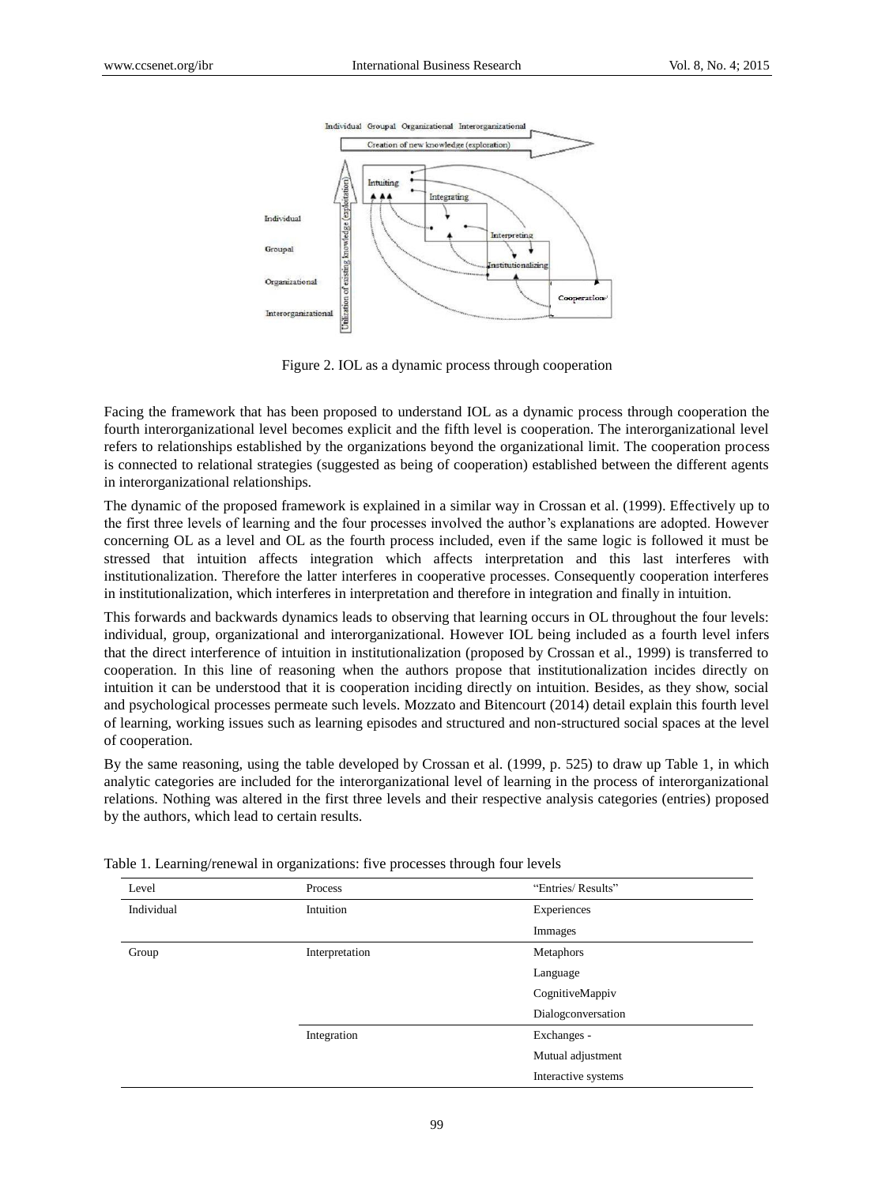Figure 2. IOL as a dynamic process through cooperation

Facing the framework that has been proposed to understand IOL as a dynamic process through cooperation the fourth interorganizational level becomes explicit and the fifth level is cooperation. The interorganizational level refers to relationships established by the organizations beyond the organizational limit. The cooperation process is connected to relational strategies (suggested as being of cooperation) established between the different agents in interorganizational relationships.

The dynamic of the proposed framework is explained in a similar way in Crossan et al. (1999). Effectively up to the first three levels of learning and the four processes involved the author's explanations are adopted. However concerning OL as a level and OL as the fourth process included, even if the same logic is followed it must be stressed that intuition affects integration which affects interpretation and this last interferes with institutionalization. Therefore the latter interferes in cooperative processes. Consequently cooperation interferes in institutionalization, which interferes in interpretation and therefore in integration and finally in intuition.

This forwards and backwards dynamics leads to observing that learning occurs in OL throughout the four levels: individual, group, organizational and interorganizational. However IOL being included as a fourth level infers that the direct interference of intuition in institutionalization (proposed by Crossan et al., 1999) is transferred to cooperation. In this line of reasoning when the authors propose that institutionalization incides directly on intuition it can be understood that it is cooperation inciding directly on intuition. Besides, as they show, social and psychological processes permeate such levels. Mozzato and Bitencourt (2014) detail explain this fourth level of learning, working issues such as learning episodes and structured and non-structured social spaces at the level of cooperation.

By the same reasoning, using the table developed by Crossan et al. (1999, p. 525) to draw up Table 1, in which analytic categories are included for the interorganizational level of learning in the process of interorganizational relations. Nothing was altered in the first three levels and their respective analysis categories (entries) proposed by the authors, which lead to certain results.

Table 1. Learning/renewal in organizations: five processes through four levels

| Level | Process | "Entries/ Results" |
|---|---|---|
| Individual | Intuition | Experiences |
| | | Immages |
| Group | Interpretation | Metaphors |
| | | Language |
| | | CognitiveMappiv |
| | | Dialogconversation |
| | Integration | Exchanges - |
| | | Mutual adjustment |
| | | Interactive systems |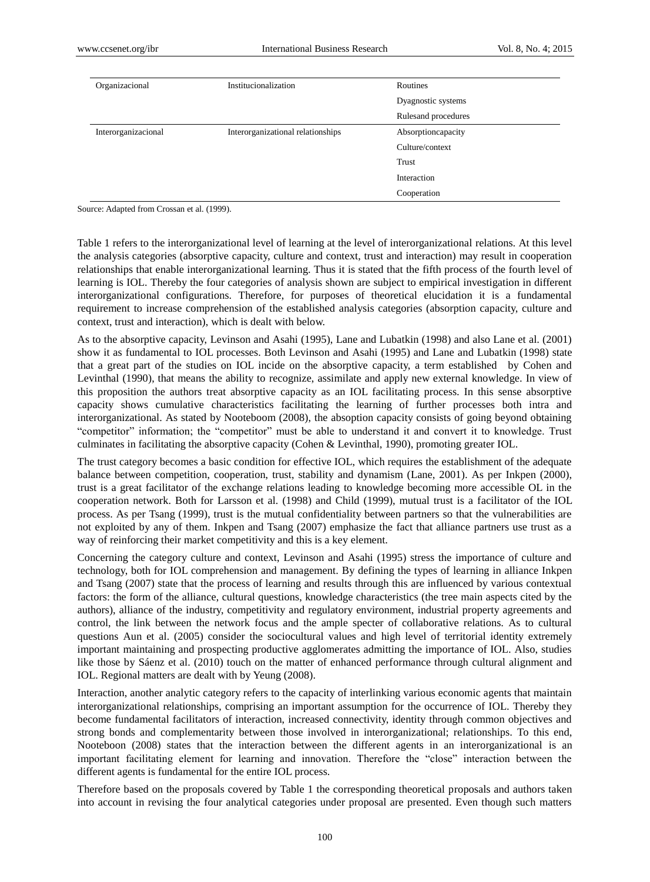| | | |
|---|---|---|
| Organizacional | Institucionalization | Routines |
| | | Dyagnostic systems |
| | | Rulesand procedures |
| Interorganizacional | Interorganizational relationships | Absorptioncapacity |
| | | Culture/context |
| | | Trust |
| | | Interaction |
| | | Cooperation |

Source: Adapted from Crossan et al. (1999).

Table 1 refers to the interorganizational level of learning at the level of interorganizational relations. At this level the analysis categories (absorptive capacity, culture and context, trust and interaction) may result in cooperation relationships that enable interorganizational learning. Thus it is stated that the fifth process of the fourth level of learning is IOL. Thereby the four categories of analysis shown are subject to empirical investigation in different interorganizational configurations. Therefore, for purposes of theoretical elucidation it is a fundamental requirement to increase comprehension of the established analysis categories (absorption capacity, culture and context, trust and interaction), which is dealt with below.

As to the absorptive capacity, Levinson and Asahi (1995), Lane and Lubatkin (1998) and also Lane et al. (2001) show it as fundamental to IOL processes. Both Levinson and Asahi (1995) and Lane and Lubatkin (1998) state that a great part of the studies on IOL incide on the absorptive capacity, a term established by Cohen and Levinthal (1990), that means the ability to recognize, assimilate and apply new external knowledge. In view of this proposition the authors treat absorptive capacity as an IOL facilitating process. In this sense absorptive capacity shows cumulative characteristics facilitating the learning of further processes both intra and interorganizational. As stated by Nooteboom (2008), the absoption capacity consists of going beyond obtaining "competitor" information; the "competitor" must be able to understand it and convert it to knowledge. Trust culminates in facilitating the absorptive capacity (Cohen & Levinthal, 1990), promoting greater IOL.

The trust category becomes a basic condition for effective IOL, which requires the establishment of the adequate balance between competition, cooperation, trust, stability and dynamism (Lane, 2001). As per Inkpen (2000), trust is a great facilitator of the exchange relations leading to knowledge becoming more accessible OL in the cooperation network. Both for Larsson et al. (1998) and Child (1999), mutual trust is a facilitator of the IOL process. As per Tsang (1999), trust is the mutual confidentiality between partners so that the vulnerabilities are not exploited by any of them. Inkpen and Tsang (2007) emphasize the fact that alliance partners use trust as a way of reinforcing their market competitivity and this is a key element.

Concerning the category culture and context, Levinson and Asahi (1995) stress the importance of culture and technology, both for IOL comprehension and management. By defining the types of learning in alliance Inkpen and Tsang (2007) state that the process of learning and results through this are influenced by various contextual factors: the form of the alliance, cultural questions, knowledge characteristics (the tree main aspects cited by the authors), alliance of the industry, competitivity and regulatory environment, industrial property agreements and control, the link between the network focus and the ample specter of collaborative relations. As to cultural questions Aun et al. (2005) consider the sociocultural values and high level of territorial identity extremely important maintaining and prospecting productive agglomerates admitting the importance of IOL. Also, studies like those by Sáenz et al. (2010) touch on the matter of enhanced performance through cultural alignment and IOL. Regional matters are dealt with by Yeung (2008).

Interaction, another analytic category refers to the capacity of interlinking various economic agents that maintain interorganizational relationships, comprising an important assumption for the occurrence of IOL. Thereby they become fundamental facilitators of interaction, increased connectivity, identity through common objectives and strong bonds and complementarity between those involved in interorganizational; relationships. To this end, Nooteboon (2008) states that the interaction between the different agents in an interorganizational is an important facilitating element for learning and innovation. Therefore the "close" interaction between the different agents is fundamental for the entire IOL process.

Therefore based on the proposals covered by Table 1 the corresponding theoretical proposals and authors taken into account in revising the four analytical categories under proposal are presented. Even though such matters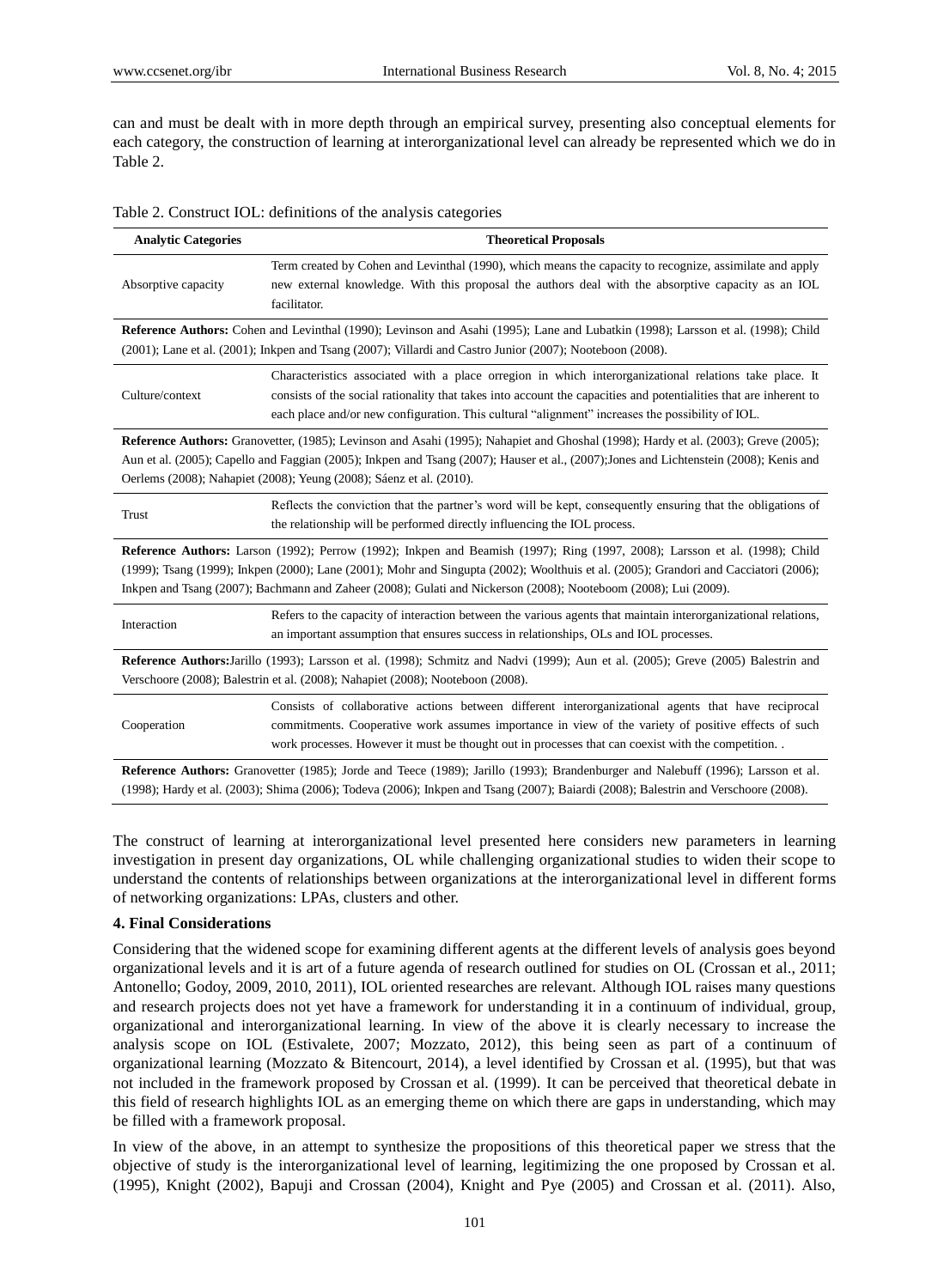can and must be dealt with in more depth through an empirical survey, presenting also conceptual elements for each category, the construction of learning at interorganizational level can already be represented which we do in Table 2.

Table 2. Construct IOL: definitions of the analysis categories

| Analytic Categories | Theoretical Proposals |
|---|---|
| Absorptive capacity | Term created by Cohen and Levinthal (1990), which means the capacity to recognize, assimilate and apply new external knowledge. With this proposal the authors deal with the absorptive capacity as an IOL facilitator. |
| **Reference Authors:** Cohen and Levinthal (1990); Levinson and Asahi (1995); Lane and Lubatkin (1998); Larsson et al. (1998); Child (2001); Lane et al. (2001); Inkpen and Tsang (2007); Villardi and Castro Junior (2007); Nooteboon (2008). | |
| Culture/context | Characteristics associated with a place orregion in which interorganizational relations take place. It consists of the social rationality that takes into account the capacities and potentialities that are inherent to each place and/or new configuration. This cultural "alignment" increases the possibility of IOL. |
| **Reference Authors:** Granovetter, (1985); Levinson and Asahi (1995); Nahapiet and Ghoshal (1998); Hardy et al. (2003); Greve (2005); Aun et al. (2005); Capello and Faggian (2005); Inkpen and Tsang (2007); Hauser et al., (2007);Jones and Lichtenstein (2008); Kenis and Oerlems (2008); Nahapiet (2008); Yeung (2008); Sáenz et al. (2010). | |
| Trust | Reflects the conviction that the partner's word will be kept, consequently ensuring that the obligations of the relationship will be performed directly influencing the IOL process. |
| **Reference Authors:** Larson (1992); Perrow (1992); Inkpen and Beamish (1997); Ring (1997, 2008); Larsson et al. (1998); Child (1999); Tsang (1999); Inkpen (2000); Lane (2001); Mohr and Singupta (2002); Woolthuis et al. (2005); Grandori and Cacciatori (2006); Inkpen and Tsang (2007); Bachmann and Zaheer (2008); Gulati and Nickerson (2008); Nooteboom (2008); Lui (2009). | |
| Interaction | Refers to the capacity of interaction between the various agents that maintain interorganizational relations, an important assumption that ensures success in relationships, OLs and IOL processes. |
| **Reference Authors:**Jarillo (1993); Larsson et al. (1998); Schmitz and Nadvi (1999); Aun et al. (2005); Greve (2005) Balestrin and Verschoore (2008); Balestrin et al. (2008); Nahapiet (2008); Nooteboon (2008). | |
| Cooperation | Consists of collaborative actions between different interorganizational agents that have reciprocal commitments. Cooperative work assumes importance in view of the variety of positive effects of such work processes. However it must be thought out in processes that can coexist with the competition. . |
| **Reference Authors:** Granovetter (1985); Jorde and Teece (1989); Jarillo (1993); Brandenburger and Nalebuff (1996); Larsson et al. (1998); Hardy et al. (2003); Shima (2006); Todeva (2006); Inkpen and Tsang (2007); Baiardi (2008); Balestrin and Verschoore (2008). | |

The construct of learning at interorganizational level presented here considers new parameters in learning investigation in present day organizations, OL while challenging organizational studies to widen their scope to understand the contents of relationships between organizations at the interorganizational level in different forms of networking organizations: LPAs, clusters and other.

## 4. Final Considerations

Considering that the widened scope for examining different agents at the different levels of analysis goes beyond organizational levels and it is art of a future agenda of research outlined for studies on OL (Crossan et al., 2011; Antonello; Godoy, 2009, 2010, 2011), IOL oriented researches are relevant. Although IOL raises many questions and research projects does not yet have a framework for understanding it in a continuum of individual, group, organizational and interorganizational learning. In view of the above it is clearly necessary to increase the analysis scope on IOL (Estivalete, 2007; Mozzato, 2012), this being seen as part of a continuum of organizational learning (Mozzato & Bitencourt, 2014), a level identified by Crossan et al. (1995), but that was not included in the framework proposed by Crossan et al. (1999). It can be perceived that theoretical debate in this field of research highlights IOL as an emerging theme on which there are gaps in understanding, which may be filled with a framework proposal.

In view of the above, in an attempt to synthesize the propositions of this theoretical paper we stress that the objective of study is the interorganizational level of learning, legitimizing the one proposed by Crossan et al. (1995), Knight (2002), Bapuji and Crossan (2004), Knight and Pye (2005) and Crossan et al. (2011). Also,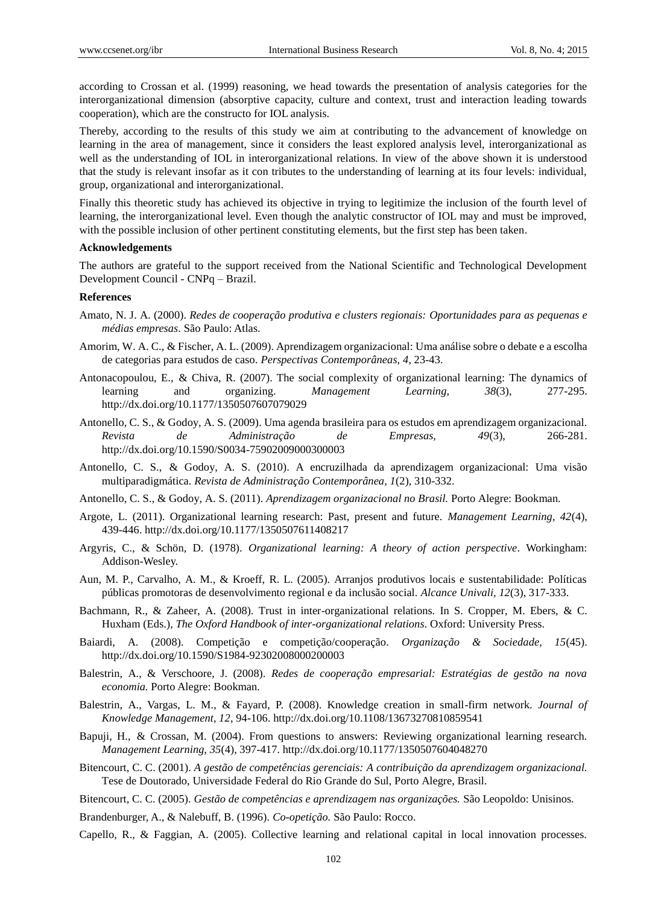according to Crossan et al. (1999) reasoning, we head towards the presentation of analysis categories for the interorganizational dimension (absorptive capacity, culture and context, trust and interaction leading towards cooperation), which are the constructo for IOL analysis.

Thereby, according to the results of this study we aim at contributing to the advancement of knowledge on learning in the area of management, since it considers the least explored analysis level, interorganizational as well as the understanding of IOL in interorganizational relations. In view of the above shown it is understood that the study is relevant insofar as it con tributes to the understanding of learning at its four levels: individual, group, organizational and interorganizational.

Finally this theoretic study has achieved its objective in trying to legitimize the inclusion of the fourth level of learning, the interorganizational level. Even though the analytic constructor of IOL may and must be improved, with the possible inclusion of other pertinent constituting elements, but the first step has been taken.

**Acknowledgements**

The authors are grateful to the support received from the National Scientific and Technological Development Development Council - CNPq – Brazil.

**References**

Amato, N. J. A. (2000). *Redes de cooperação produtiva e clusters regionais: Oportunidades para as pequenas e médias empresas*. São Paulo: Atlas.

Amorim, W. A. C., & Fischer, A. L. (2009). Aprendizagem organizacional: Uma análise sobre o debate e a escolha de categorias para estudos de caso. *Perspectivas Contemporâneas, 4*, 23-43.

Antonacopoulou, E., & Chiva, R. (2007). The social complexity of organizational learning: The dynamics of learning and organizing. *Management Learning, 38*(3), 277-295. http://dx.doi.org/10.1177/1350507607079029

Antonello, C. S., & Godoy, A. S. (2009). Uma agenda brasileira para os estudos em aprendizagem organizacional. *Revista de Administração de Empresas, 49*(3), 266-281. http://dx.doi.org/10.1590/S0034-75902009000300003

Antonello, C. S., & Godoy, A. S. (2010). A encruzilhada da aprendizagem organizacional: Uma visão multiparadigmática. *Revista de Administração Contemporânea, 1*(2), 310-332.

Antonello, C. S., & Godoy, A. S. (2011). *Aprendizagem organizacional no Brasil.* Porto Alegre: Bookman.

Argote, L. (2011). Organizational learning research: Past, present and future. *Management Learning, 42*(4), 439-446. http://dx.doi.org/10.1177/1350507611408217

Argyris, C., & Schön, D. (1978). *Organizational learning: A theory of action perspective*. Workingham: Addison-Wesley.

Aun, M. P., Carvalho, A. M., & Kroeff, R. L. (2005). Arranjos produtivos locais e sustentabilidade: Políticas públicas promotoras de desenvolvimento regional e da inclusão social. *Alcance Univali, 12*(3), 317-333.

Bachmann, R., & Zaheer, A. (2008). Trust in inter-organizational relations. In S. Cropper, M. Ebers, & C. Huxham (Eds.), *The Oxford Handbook of inter-organizational relations*. Oxford: University Press.

Baiardi, A. (2008). Competição e competição/cooperação. *Organização & Sociedade, 15*(45). http://dx.doi.org/10.1590/S1984-92302008000200003

Balestrin, A., & Verschoore, J. (2008). *Redes de cooperação empresarial: Estratégias de gestão na nova economia.* Porto Alegre: Bookman.

Balestrin, A., Vargas, L. M., & Fayard, P. (2008). Knowledge creation in small-firm network. *Journal of Knowledge Management, 12*, 94-106. http://dx.doi.org/10.1108/13673270810859541

Bapuji, H., & Crossan, M. (2004). From questions to answers: Reviewing organizational learning research. *Management Learning, 35*(4), 397-417. http://dx.doi.org/10.1177/1350507604048270

Bitencourt, C. C. (2001). *A gestão de competências gerenciais: A contribuição da aprendizagem organizacional.* Tese de Doutorado, Universidade Federal do Rio Grande do Sul, Porto Alegre, Brasil.

Bitencourt, C. C. (2005). *Gestão de competências e aprendizagem nas organizações.* São Leopoldo: Unisinos.

Brandenburger, A., & Nalebuff, B. (1996). *Co-opetição.* São Paulo: Rocco.

Capello, R., & Faggian, A. (2005). Collective learning and relational capital in local innovation processes.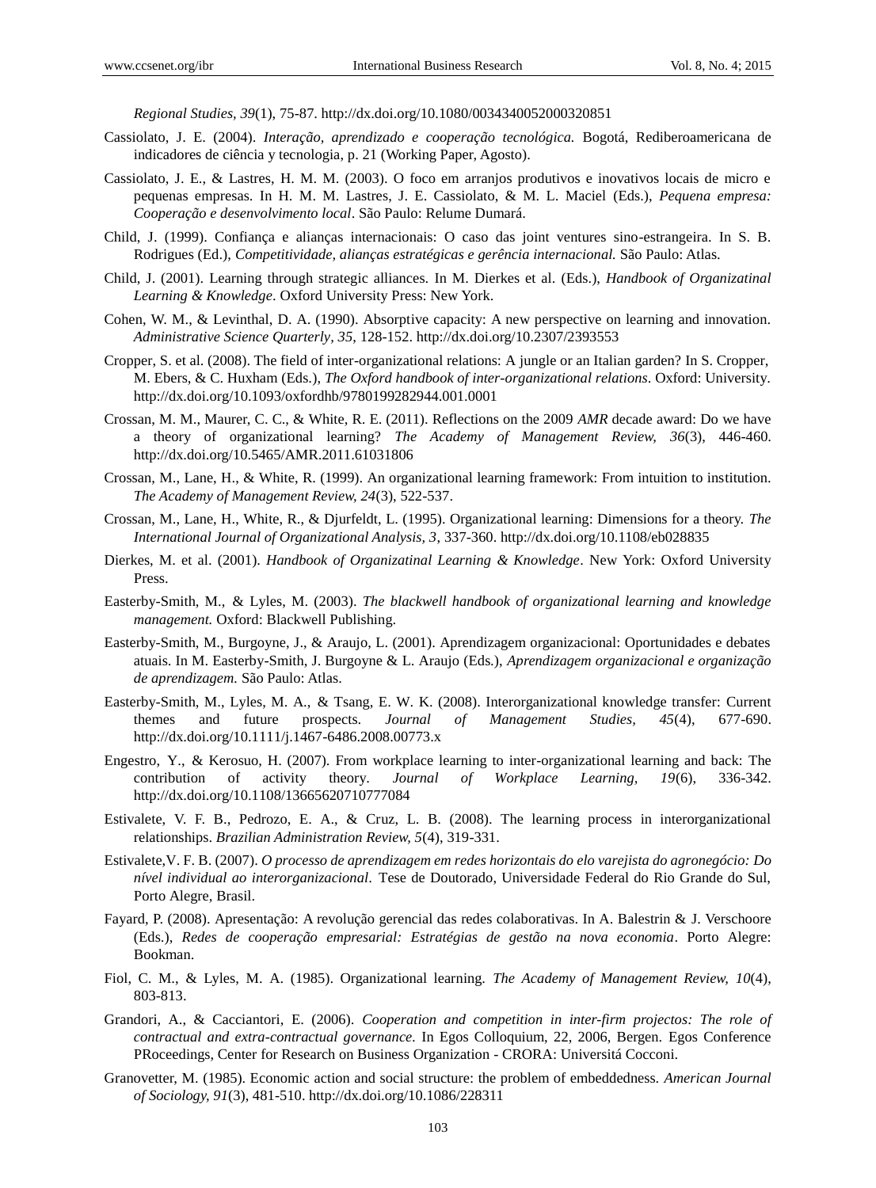*Regional Studies, 39*(1), 75-87. http://dx.doi.org/10.1080/0034340052000320851

Cassiolato, J. E. (2004). *Interação, aprendizado e cooperação tecnológica.* Bogotá, Rediberoamericana de indicadores de ciência y tecnologia, p. 21 (Working Paper, Agosto).

Cassiolato, J. E., & Lastres, H. M. M. (2003). O foco em arranjos produtivos e inovativos locais de micro e pequenas empresas. In H. M. M. Lastres, J. E. Cassiolato, & M. L. Maciel (Eds.), *Pequena empresa: Cooperação e desenvolvimento local*. São Paulo: Relume Dumará.

Child, J. (1999). Confiança e alianças internacionais: O caso das joint ventures sino-estrangeira. In S. B. Rodrigues (Ed.), *Competitividade, alianças estratégicas e gerência internacional.* São Paulo: Atlas.

Child, J. (2001). Learning through strategic alliances. In M. Dierkes et al. (Eds.), *Handbook of Organizatinal Learning & Knowledge*. Oxford University Press: New York.

Cohen, W. M., & Levinthal, D. A. (1990). Absorptive capacity: A new perspective on learning and innovation. *Administrative Science Quarterly, 35*, 128-152. http://dx.doi.org/10.2307/2393553

Cropper, S. et al. (2008). The field of inter-organizational relations: A jungle or an Italian garden? In S. Cropper, M. Ebers, & C. Huxham (Eds.), *The Oxford handbook of inter-organizational relations*. Oxford: University. http://dx.doi.org/10.1093/oxfordhb/9780199282944.001.0001

Crossan, M. M., Maurer, C. C., & White, R. E. (2011). Reflections on the 2009 *AMR* decade award: Do we have a theory of organizational learning? *The Academy of Management Review, 36*(3), 446-460. http://dx.doi.org/10.5465/AMR.2011.61031806

Crossan, M., Lane, H., & White, R. (1999). An organizational learning framework: From intuition to institution. *The Academy of Management Review, 24*(3), 522-537.

Crossan, M., Lane, H., White, R., & Djurfeldt, L. (1995). Organizational learning: Dimensions for a theory. *The International Journal of Organizational Analysis, 3*, 337-360. http://dx.doi.org/10.1108/eb028835

Dierkes, M. et al. (2001). *Handbook of Organizatinal Learning & Knowledge*. New York: Oxford University Press.

Easterby-Smith, M., & Lyles, M. (2003). *The blackwell handbook of organizational learning and knowledge management.* Oxford: Blackwell Publishing.

Easterby-Smith, M., Burgoyne, J., & Araujo, L. (2001). Aprendizagem organizacional: Oportunidades e debates atuais. In M. Easterby-Smith, J. Burgoyne & L. Araujo (Eds.), *Aprendizagem organizacional e organização de aprendizagem.* São Paulo: Atlas.

Easterby-Smith, M., Lyles, M. A., & Tsang, E. W. K. (2008). Interorganizational knowledge transfer: Current themes and future prospects. *Journal of Management Studies, 45*(4), 677-690. http://dx.doi.org/10.1111/j.1467-6486.2008.00773.x

Engestro, Y., & Kerosuo, H. (2007). From workplace learning to inter-organizational learning and back: The contribution of activity theory. *Journal of Workplace Learning, 19*(6), 336-342. http://dx.doi.org/10.1108/13665620710777084

Estivalete, V. F. B., Pedrozo, E. A., & Cruz, L. B. (2008). The learning process in interorganizational relationships. *Brazilian Administration Review, 5*(4), 319-331.

Estivalete,V. F. B. (2007). *O processo de aprendizagem em redes horizontais do elo varejista do agronegócio: Do nível individual ao interorganizacional*. Tese de Doutorado, Universidade Federal do Rio Grande do Sul, Porto Alegre, Brasil.

Fayard, P. (2008). Apresentação: A revolução gerencial das redes colaborativas. In A. Balestrin & J. Verschoore (Eds.), *Redes de cooperação empresarial: Estratégias de gestão na nova economia*. Porto Alegre: Bookman.

Fiol, C. M., & Lyles, M. A. (1985). Organizational learning. *The Academy of Management Review, 10*(4), 803-813.

Grandori, A., & Cacciantori, E. (2006). *Cooperation and competition in inter-firm projectos: The role of contractual and extra-contractual governance.* In Egos Colloquium, 22, 2006, Bergen. Egos Conference PRoceedings, Center for Research on Business Organization - CRORA: Universitá Cocconi.

Granovetter, M. (1985). Economic action and social structure: the problem of embeddedness. *American Journal of Sociology, 91*(3), 481-510. http://dx.doi.org/10.1086/228311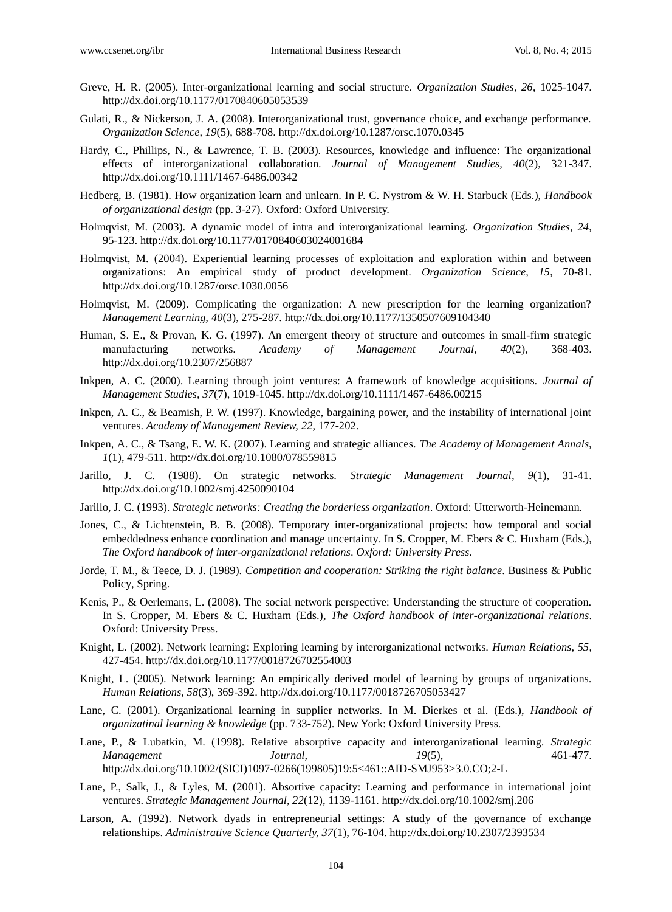Greve, H. R. (2005). Inter-organizational learning and social structure. *Organization Studies, 26*, 1025-1047. http://dx.doi.org/10.1177/0170840605053539

Gulati, R., & Nickerson, J. A. (2008). Interorganizational trust, governance choice, and exchange performance. *Organization Science, 19*(5), 688-708. http://dx.doi.org/10.1287/orsc.1070.0345

Hardy, C., Phillips, N., & Lawrence, T. B. (2003). Resources, knowledge and influence: The organizational effects of interorganizational collaboration. *Journal of Management Studies, 40*(2), 321-347. http://dx.doi.org/10.1111/1467-6486.00342

Hedberg, B. (1981). How organization learn and unlearn. In P. C. Nystrom & W. H. Starbuck (Eds.), *Handbook of organizational design* (pp. 3-27). Oxford: Oxford University.

Holmqvist, M. (2003). A dynamic model of intra and interorganizational learning. *Organization Studies, 24*, 95-123. http://dx.doi.org/10.1177/0170840603024001684

Holmqvist, M. (2004). Experiential learning processes of exploitation and exploration within and between organizations: An empirical study of product development. *Organization Science, 15*, 70-81. http://dx.doi.org/10.1287/orsc.1030.0056

Holmqvist, M. (2009). Complicating the organization: A new prescription for the learning organization? *Management Learning, 40*(3), 275-287. http://dx.doi.org/10.1177/1350507609104340

Human, S. E., & Provan, K. G. (1997). An emergent theory of structure and outcomes in small-firm strategic manufacturing networks. *Academy of Management Journal, 40*(2), 368-403. http://dx.doi.org/10.2307/256887

Inkpen, A. C. (2000). Learning through joint ventures: A framework of knowledge acquisitions. *Journal of Management Studies, 37*(7), 1019-1045. http://dx.doi.org/10.1111/1467-6486.00215

Inkpen, A. C., & Beamish, P. W. (1997). Knowledge, bargaining power, and the instability of international joint ventures. *Academy of Management Review, 22*, 177-202.

Inkpen, A. C., & Tsang, E. W. K. (2007). Learning and strategic alliances. *The Academy of Management Annals, 1*(1), 479-511. http://dx.doi.org/10.1080/078559815

Jarillo, J. C. (1988). On strategic networks. *Strategic Management Journal, 9*(1), 31-41. http://dx.doi.org/10.1002/smj.4250090104

Jarillo, J. C. (1993). *Strategic networks: Creating the borderless organization*. Oxford: Utterworth-Heinemann.

Jones, C., & Lichtenstein, B. B. (2008). Temporary inter-organizational projects: how temporal and social embeddedness enhance coordination and manage uncertainty. In S. Cropper, M. Ebers & C. Huxham (Eds.), *The Oxford handbook of inter-organizational relations. Oxford: University Press.*

Jorde, T. M., & Teece, D. J. (1989). *Competition and cooperation: Striking the right balance*. Business & Public Policy, Spring.

Kenis, P., & Oerlemans, L. (2008). The social network perspective: Understanding the structure of cooperation. In S. Cropper, M. Ebers & C. Huxham (Eds.), *The Oxford handbook of inter-organizational relations*. Oxford: University Press.

Knight, L. (2002). Network learning: Exploring learning by interorganizational networks. *Human Relations, 55*, 427-454. http://dx.doi.org/10.1177/0018726702554003

Knight, L. (2005). Network learning: An empirically derived model of learning by groups of organizations. *Human Relations, 58*(3), 369-392. http://dx.doi.org/10.1177/0018726705053427

Lane, C. (2001). Organizational learning in supplier networks. In M. Dierkes et al. (Eds.), *Handbook of organizatinal learning & knowledge* (pp. 733-752). New York: Oxford University Press.

Lane, P., & Lubatkin, M. (1998). Relative absorptive capacity and interorganizational learning. *Strategic Management Journal, 19*(5), 461-477. http://dx.doi.org/10.1002/(SICI)1097-0266(199805)19:5<461::AID-SMJ953>3.0.CO;2-L

Lane, P., Salk, J., & Lyles, M. (2001). Absortive capacity: Learning and performance in international joint ventures. *Strategic Management Journal, 22*(12), 1139-1161. http://dx.doi.org/10.1002/smj.206

Larson, A. (1992). Network dyads in entrepreneurial settings: A study of the governance of exchange relationships. *Administrative Science Quarterly, 37*(1), 76-104. http://dx.doi.org/10.2307/2393534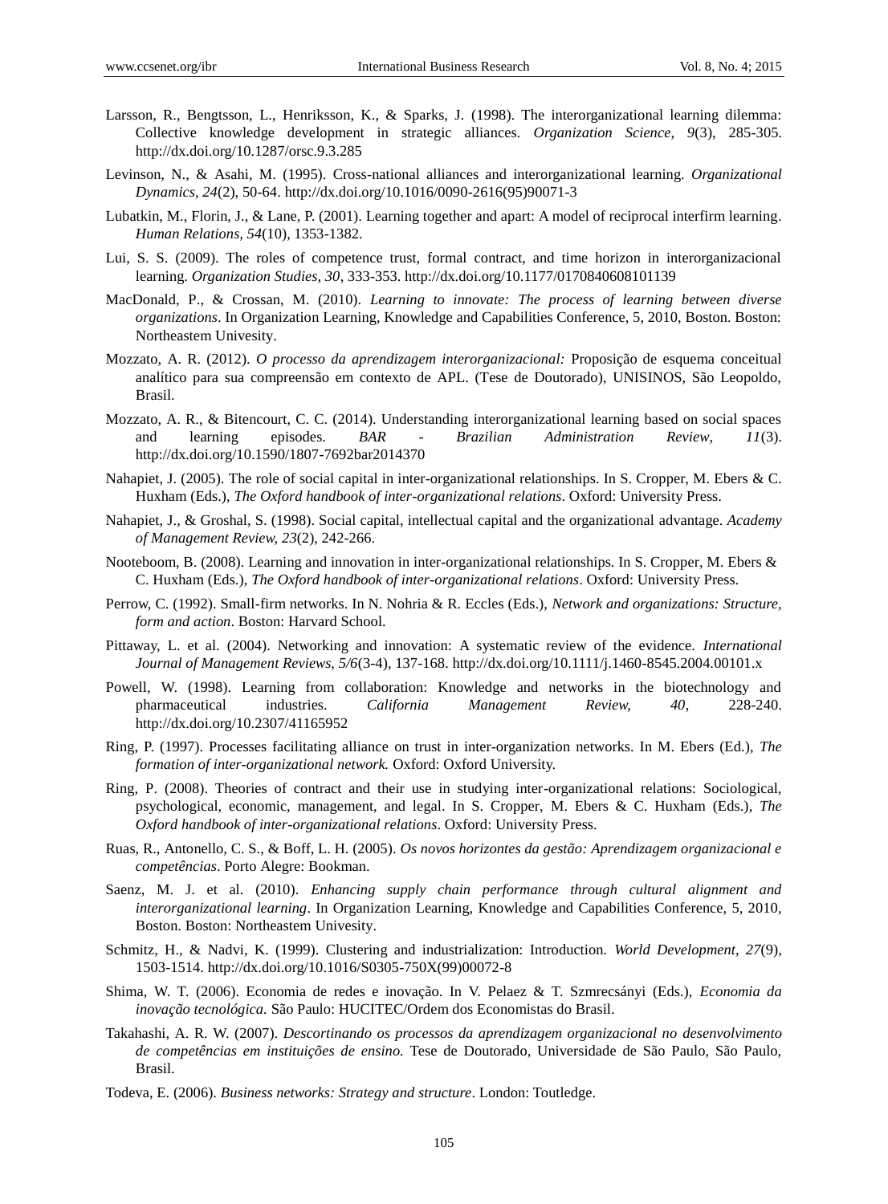Larsson, R., Bengtsson, L., Henriksson, K., & Sparks, J. (1998). The interorganizational learning dilemma: Collective knowledge development in strategic alliances. *Organization Science, 9*(3), 285-305. http://dx.doi.org/10.1287/orsc.9.3.285

Levinson, N., & Asahi, M. (1995). Cross-national alliances and interorganizational learning. *Organizational Dynamics, 24*(2), 50-64. http://dx.doi.org/10.1016/0090-2616(95)90071-3

Lubatkin, M., Florin, J., & Lane, P. (2001). Learning together and apart: A model of reciprocal interfirm learning. *Human Relations, 54*(10), 1353-1382.

Lui, S. S. (2009). The roles of competence trust, formal contract, and time horizon in interorganizacional learning. *Organization Studies, 30*, 333-353. http://dx.doi.org/10.1177/0170840608101139

MacDonald, P., & Crossan, M. (2010). *Learning to innovate: The process of learning between diverse organizations*. In Organization Learning, Knowledge and Capabilities Conference, 5, 2010, Boston. Boston: Northeastem Univesity.

Mozzato, A. R. (2012). *O processo da aprendizagem interorganizacional:* Proposição de esquema conceitual analítico para sua compreensão em contexto de APL. (Tese de Doutorado), UNISINOS, São Leopoldo, Brasil.

Mozzato, A. R., & Bitencourt, C. C. (2014). Understanding interorganizational learning based on social spaces and learning episodes. *BAR - Brazilian Administration Review, 11*(3). http://dx.doi.org/10.1590/1807-7692bar2014370

Nahapiet, J. (2005). The role of social capital in inter-organizational relationships. In S. Cropper, M. Ebers & C. Huxham (Eds.), *The Oxford handbook of inter-organizational relations*. Oxford: University Press.

Nahapiet, J., & Groshal, S. (1998). Social capital, intellectual capital and the organizational advantage. *Academy of Management Review, 23*(2), 242-266.

Nooteboom, B. (2008). Learning and innovation in inter-organizational relationships. In S. Cropper, M. Ebers & C. Huxham (Eds.), *The Oxford handbook of inter-organizational relations*. Oxford: University Press.

Perrow, C. (1992). Small-firm networks. In N. Nohria & R. Eccles (Eds.), *Network and organizations: Structure, form and action*. Boston: Harvard School.

Pittaway, L. et al. (2004). Networking and innovation: A systematic review of the evidence. *International Journal of Management Reviews, 5/6*(3-4), 137-168. http://dx.doi.org/10.1111/j.1460-8545.2004.00101.x

Powell, W. (1998). Learning from collaboration: Knowledge and networks in the biotechnology and pharmaceutical industries. *California Management Review, 40*, 228-240. http://dx.doi.org/10.2307/41165952

Ring, P. (1997). Processes facilitating alliance on trust in inter-organization networks. In M. Ebers (Ed.), *The formation of inter-organizational network.* Oxford: Oxford University.

Ring, P. (2008). Theories of contract and their use in studying inter-organizational relations: Sociological, psychological, economic, management, and legal. In S. Cropper, M. Ebers & C. Huxham (Eds.), *The Oxford handbook of inter-organizational relations*. Oxford: University Press.

Ruas, R., Antonello, C. S., & Boff, L. H. (2005). *Os novos horizontes da gestão: Aprendizagem organizacional e competências*. Porto Alegre: Bookman.

Saenz, M. J. et al. (2010). *Enhancing supply chain performance through cultural alignment and interorganizational learning*. In Organization Learning, Knowledge and Capabilities Conference, 5, 2010, Boston. Boston: Northeastem Univesity.

Schmitz, H., & Nadvi, K. (1999). Clustering and industrialization: Introduction. *World Development, 27*(9), 1503-1514. http://dx.doi.org/10.1016/S0305-750X(99)00072-8

Shima, W. T. (2006). Economia de redes e inovação. In V. Pelaez & T. Szmrecsányi (Eds.), *Economia da inovação tecnológica.* São Paulo: HUCITEC/Ordem dos Economistas do Brasil.

Takahashi, A. R. W. (2007). *Descortinando os processos da aprendizagem organizacional no desenvolvimento de competências em instituições de ensino.* Tese de Doutorado, Universidade de São Paulo, São Paulo, Brasil.

Todeva, E. (2006). *Business networks: Strategy and structure*. London: Toutledge.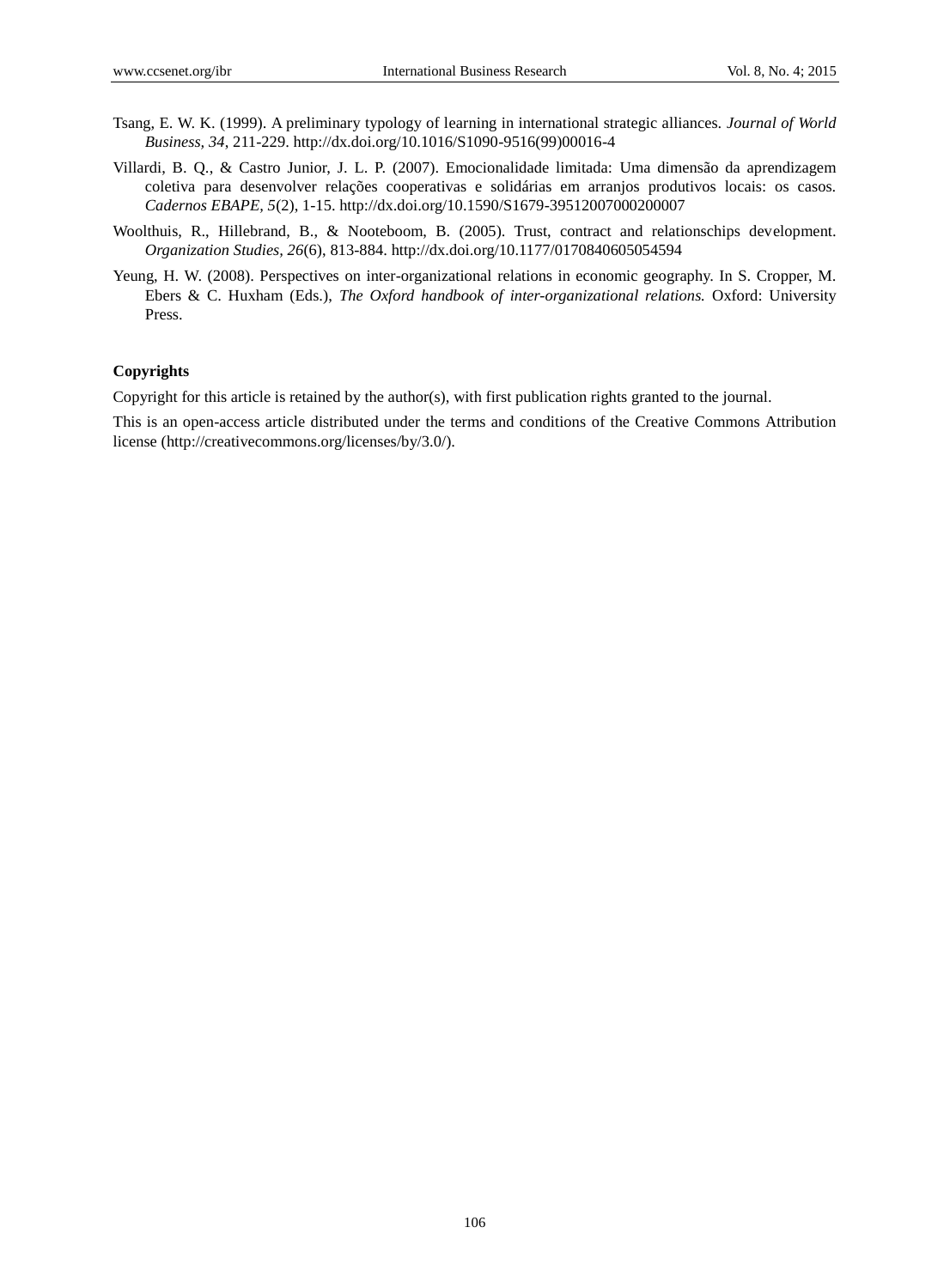Tsang, E. W. K. (1999). A preliminary typology of learning in international strategic alliances. *Journal of World Business, 34*, 211-229. http://dx.doi.org/10.1016/S1090-9516(99)00016-4

Villardi, B. Q., & Castro Junior, J. L. P. (2007). Emocionalidade limitada: Uma dimensão da aprendizagem coletiva para desenvolver relações cooperativas e solidárias em arranjos produtivos locais: os casos. *Cadernos EBAPE, 5*(2), 1-15. http://dx.doi.org/10.1590/S1679-39512007000200007

Woolthuis, R., Hillebrand, B., & Nooteboom, B. (2005). Trust, contract and relationschips development. *Organization Studies, 26*(6), 813-884. http://dx.doi.org/10.1177/0170840605054594

Yeung, H. W. (2008). Perspectives on inter-organizational relations in economic geography. In S. Cropper, M. Ebers & C. Huxham (Eds.), *The Oxford handbook of inter-organizational relations.* Oxford: University Press.

### Copyrights

Copyright for this article is retained by the author(s), with first publication rights granted to the journal.

This is an open-access article distributed under the terms and conditions of the Creative Commons Attribution license (http://creativecommons.org/licenses/by/3.0/).